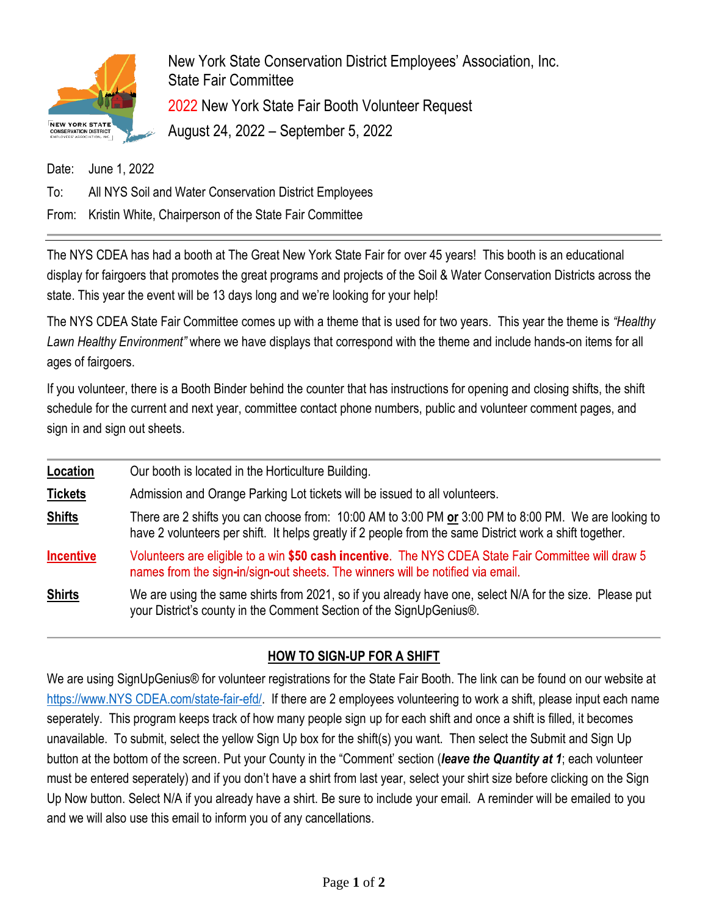New York State Conservation District Employees' Association, Inc.
State Fair Committee

2022 New York State Fair Booth Volunteer Request

August 24, 2022 – September 5, 2022

Date: June 1, 2022

To: All NYS Soil and Water Conservation District Employees

From: Kristin White, Chairperson of the State Fair Committee

---

The NYS CDEA has had a booth at The Great New York State Fair for over 45 years! This booth is an educational display for fairgoers that promotes the great programs and projects of the Soil & Water Conservation Districts across the state. This year the event will be 13 days long and we're looking for your help!

The NYS CDEA State Fair Committee comes up with a theme that is used for two years. This year the theme is *"Healthy Lawn Healthy Environment"* where we have displays that correspond with the theme and include hands-on items for all ages of fairgoers.

If you volunteer, there is a Booth Binder behind the counter that has instructions for opening and closing shifts, the shift schedule for the current and next year, committee contact phone numbers, public and volunteer comment pages, and sign in and sign out sheets.

---

**Location** Our booth is located in the Horticulture Building.

**Tickets** Admission and Orange Parking Lot tickets will be issued to all volunteers.

**Shifts** There are 2 shifts you can choose from: 10:00 AM to 3:00 PM **or** 3:00 PM to 8:00 PM. We are looking to have 2 volunteers per shift. It helps greatly if 2 people from the same District work a shift together.

**Incentive** Volunteers are eligible to a win **$50 cash incentive**. The NYS CDEA State Fair Committee will draw 5 names from the sign-in/sign-out sheets. The winners will be notified via email.

**Shirts** We are using the same shirts from 2021, so if you already have one, select N/A for the size. Please put your District's county in the Comment Section of the SignUpGenius®.

---

## HOW TO SIGN-UP FOR A SHIFT

We are using SignUpGenius® for volunteer registrations for the State Fair Booth. The link can be found on our website at https://www.NYS CDEA.com/state-fair-efd/. If there are 2 employees volunteering to work a shift, please input each name seperately. This program keeps track of how many people sign up for each shift and once a shift is filled, it becomes unavailable. To submit, select the yellow Sign Up box for the shift(s) you want. Then select the Submit and Sign Up button at the bottom of the screen. Put your County in the "Comment' section (***leave the Quantity at 1***; each volunteer must be entered seperately) and if you don't have a shirt from last year, select your shirt size before clicking on the Sign Up Now button. Select N/A if you already have a shirt. Be sure to include your email. A reminder will be emailed to you and we will also use this email to inform you of any cancellations.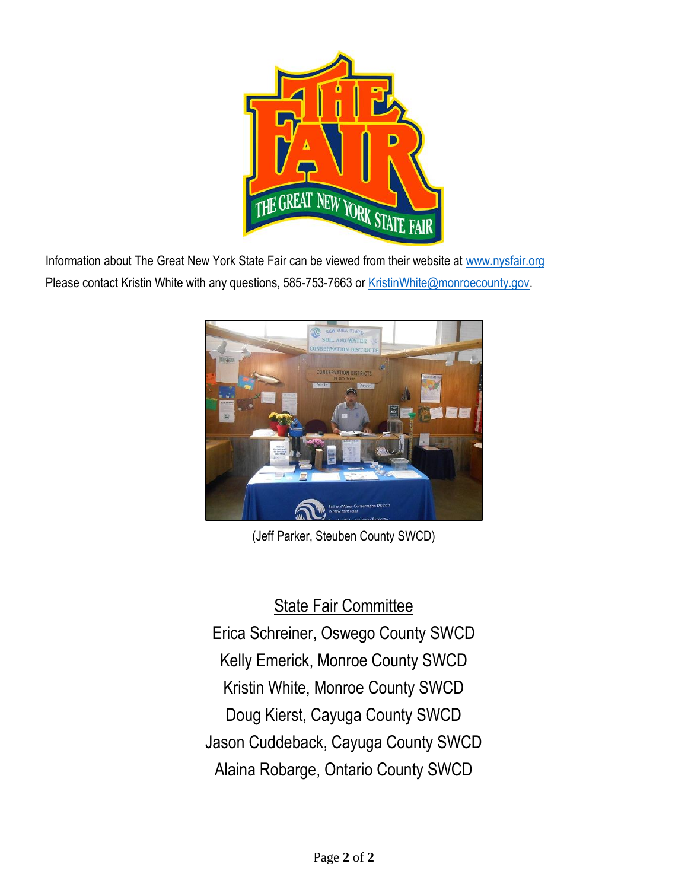Information about The Great New York State Fair can be viewed from their website at www.nysfair.org

Please contact Kristin White with any questions, 585-753-7663 or KristinWhite@monroecounty.gov.

(Jeff Parker, Steuben County SWCD)

## State Fair Committee

Erica Schreiner, Oswego County SWCD

Kelly Emerick, Monroe County SWCD

Kristin White, Monroe County SWCD

Doug Kierst, Cayuga County SWCD

Jason Cuddeback, Cayuga County SWCD

Alaina Robarge, Ontario County SWCD